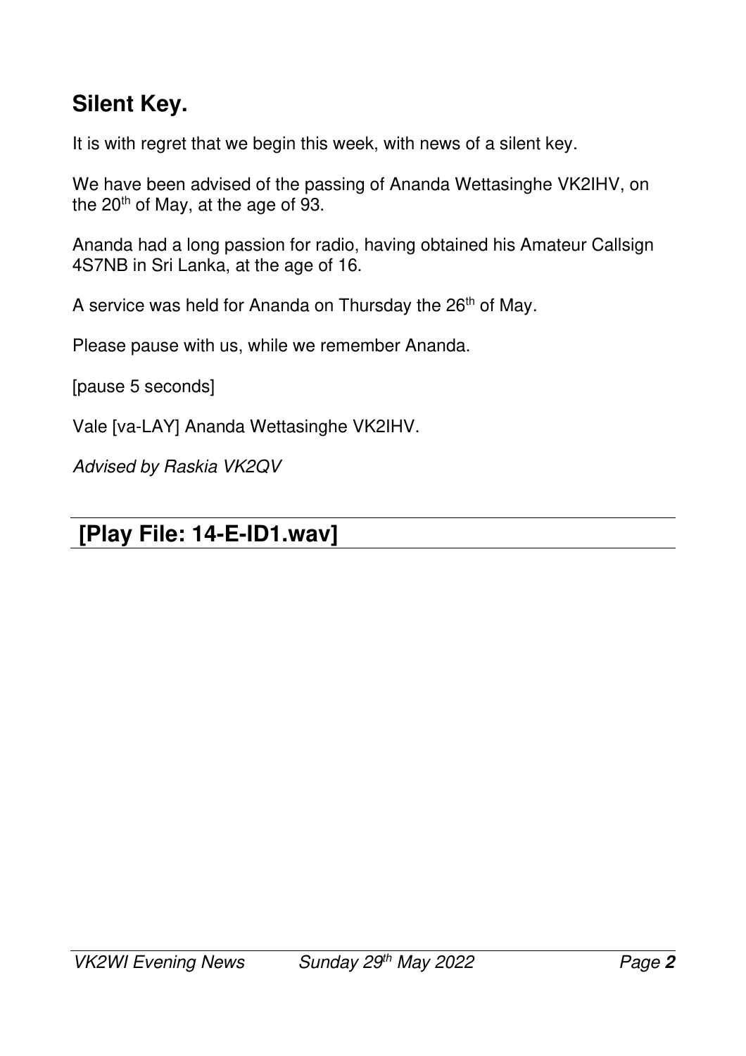## Silent Key.

It is with regret that we begin this week, with news of a silent key.

We have been advised of the passing of Ananda Wettasinghe VK2IHV, on the 20th of May, at the age of 93.

Ananda had a long passion for radio, having obtained his Amateur Callsign 4S7NB in Sri Lanka, at the age of 16.

A service was held for Ananda on Thursday the 26th of May.

Please pause with us, while we remember Ananda.

[pause 5 seconds]

Vale [va-LAY] Ananda Wettasinghe VK2IHV.

*Advised by Raskia VK2QV*

## [Play File: 14-E-ID1.wav]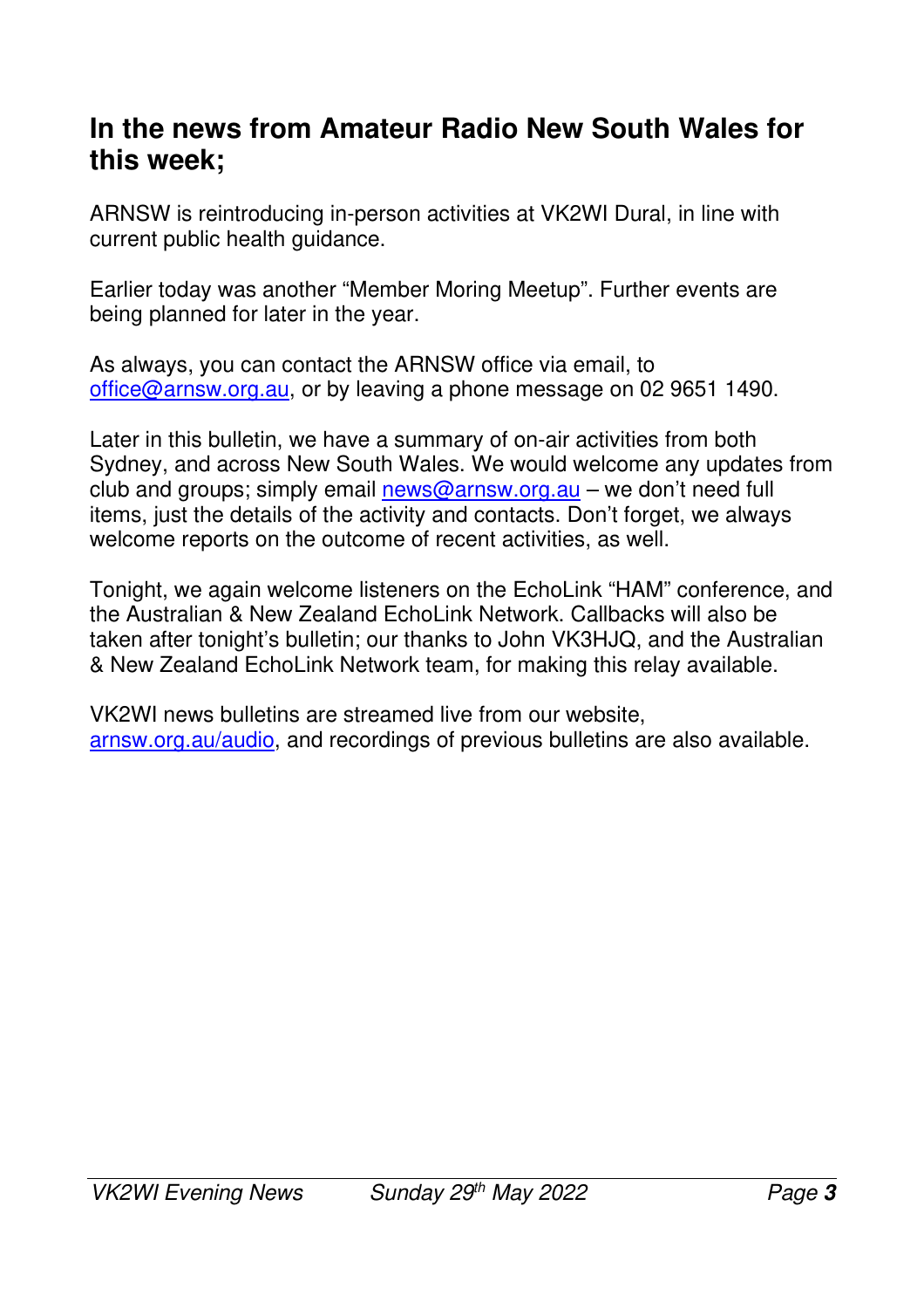## In the news from Amateur Radio New South Wales for this week;

ARNSW is reintroducing in-person activities at VK2WI Dural, in line with current public health guidance.

Earlier today was another “Member Moring Meetup”. Further events are being planned for later in the year.

As always, you can contact the ARNSW office via email, to office@arnsw.org.au, or by leaving a phone message on 02 9651 1490.

Later in this bulletin, we have a summary of on-air activities from both Sydney, and across New South Wales. We would welcome any updates from club and groups; simply email news@arnsw.org.au – we don’t need full items, just the details of the activity and contacts. Don’t forget, we always welcome reports on the outcome of recent activities, as well.

Tonight, we again welcome listeners on the EchoLink “HAM” conference, and the Australian & New Zealand EchoLink Network. Callbacks will also be taken after tonight’s bulletin; our thanks to John VK3HJQ, and the Australian & New Zealand EchoLink Network team, for making this relay available.

VK2WI news bulletins are streamed live from our website, arnsw.org.au/audio, and recordings of previous bulletins are also available.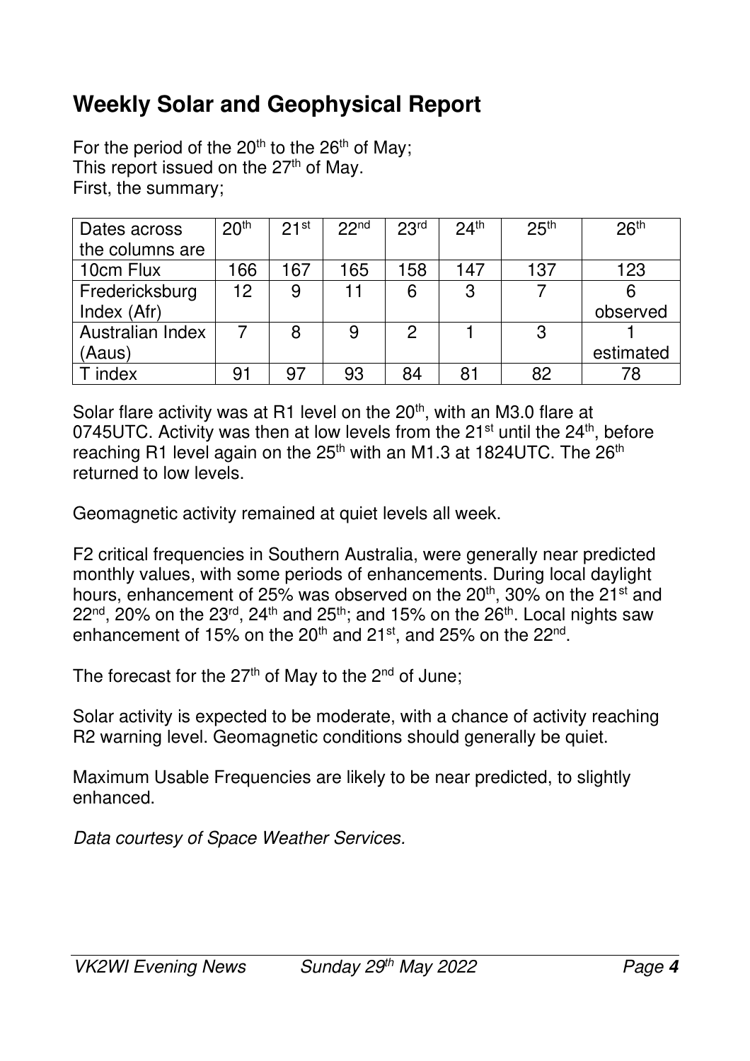## Weekly Solar and Geophysical Report

For the period of the 20th to the 26th of May;
This report issued on the 27th of May.
First, the summary;

| Dates across the columns are | 20th | 21st | 22nd | 23rd | 24th | 25th | 26th |
|---|---|---|---|---|---|---|---|
| 10cm Flux | 166 | 167 | 165 | 158 | 147 | 137 | 123 |
| Fredericksburg Index (Afr) | 12 | 9 | 11 | 6 | 3 | 7 | 6 observed |
| Australian Index (Aaus) | 7 | 8 | 9 | 2 | 1 | 3 | 1 estimated |
| T index | 91 | 97 | 93 | 84 | 81 | 82 | 78 |

Solar flare activity was at R1 level on the 20th, with an M3.0 flare at 0745UTC. Activity was then at low levels from the 21st until the 24th, before reaching R1 level again on the 25th with an M1.3 at 1824UTC. The 26th returned to low levels.

Geomagnetic activity remained at quiet levels all week.

F2 critical frequencies in Southern Australia, were generally near predicted monthly values, with some periods of enhancements. During local daylight hours, enhancement of 25% was observed on the 20th, 30% on the 21st and 22nd, 20% on the 23rd, 24th and 25th; and 15% on the 26th. Local nights saw enhancement of 15% on the 20th and 21st, and 25% on the 22nd.

The forecast for the 27th of May to the 2nd of June;

Solar activity is expected to be moderate, with a chance of activity reaching R2 warning level. Geomagnetic conditions should generally be quiet.

Maximum Usable Frequencies are likely to be near predicted, to slightly enhanced.

*Data courtesy of Space Weather Services.*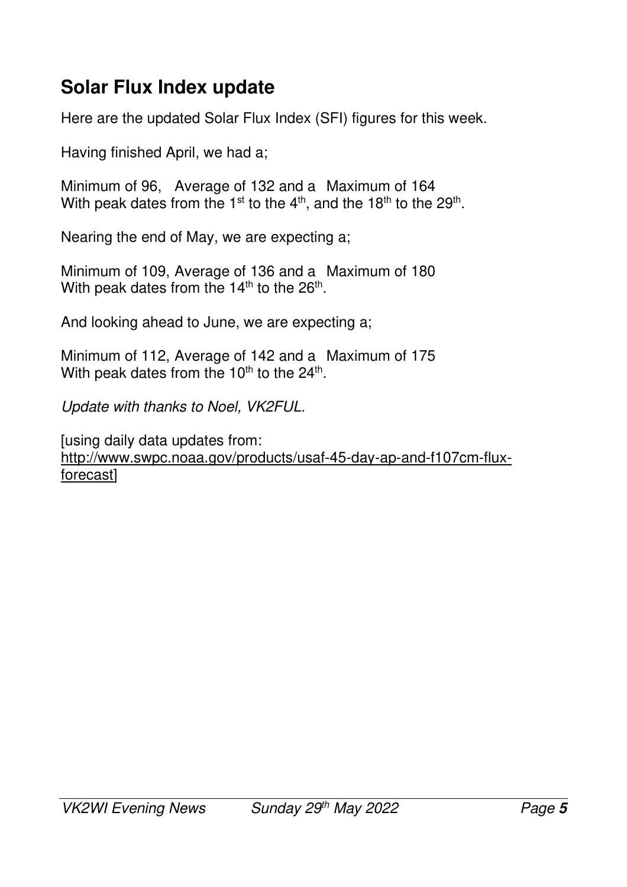## Solar Flux Index update

Here are the updated Solar Flux Index (SFI) figures for this week.

Having finished April, we had a;

Minimum of 96, Average of 132 and a Maximum of 164
With peak dates from the 1st to the 4th, and the 18th to the 29th.

Nearing the end of May, we are expecting a;

Minimum of 109, Average of 136 and a Maximum of 180
With peak dates from the 14th to the 26th.

And looking ahead to June, we are expecting a;

Minimum of 112, Average of 142 and a Maximum of 175
With peak dates from the 10th to the 24th.

*Update with thanks to Noel, VK2FUL.*

[using daily data updates from:
http://www.swpc.noaa.gov/products/usaf-45-day-ap-and-f107cm-flux-forecast]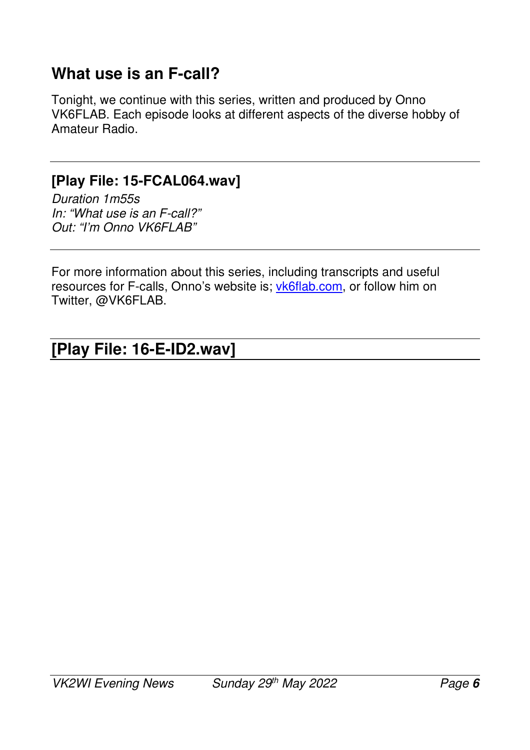## What use is an F-call?

Tonight, we continue with this series, written and produced by Onno VK6FLAB. Each episode looks at different aspects of the diverse hobby of Amateur Radio.

---

### [Play File: 15-FCAL064.wav]

*Duration 1m55s*
*In: "What use is an F-call?"*
*Out: "I'm Onno VK6FLAB"*

---

For more information about this series, including transcripts and useful resources for F-calls, Onno's website is; vk6flab.com, or follow him on Twitter, @VK6FLAB.

---

## [Play File: 16-E-ID2.wav]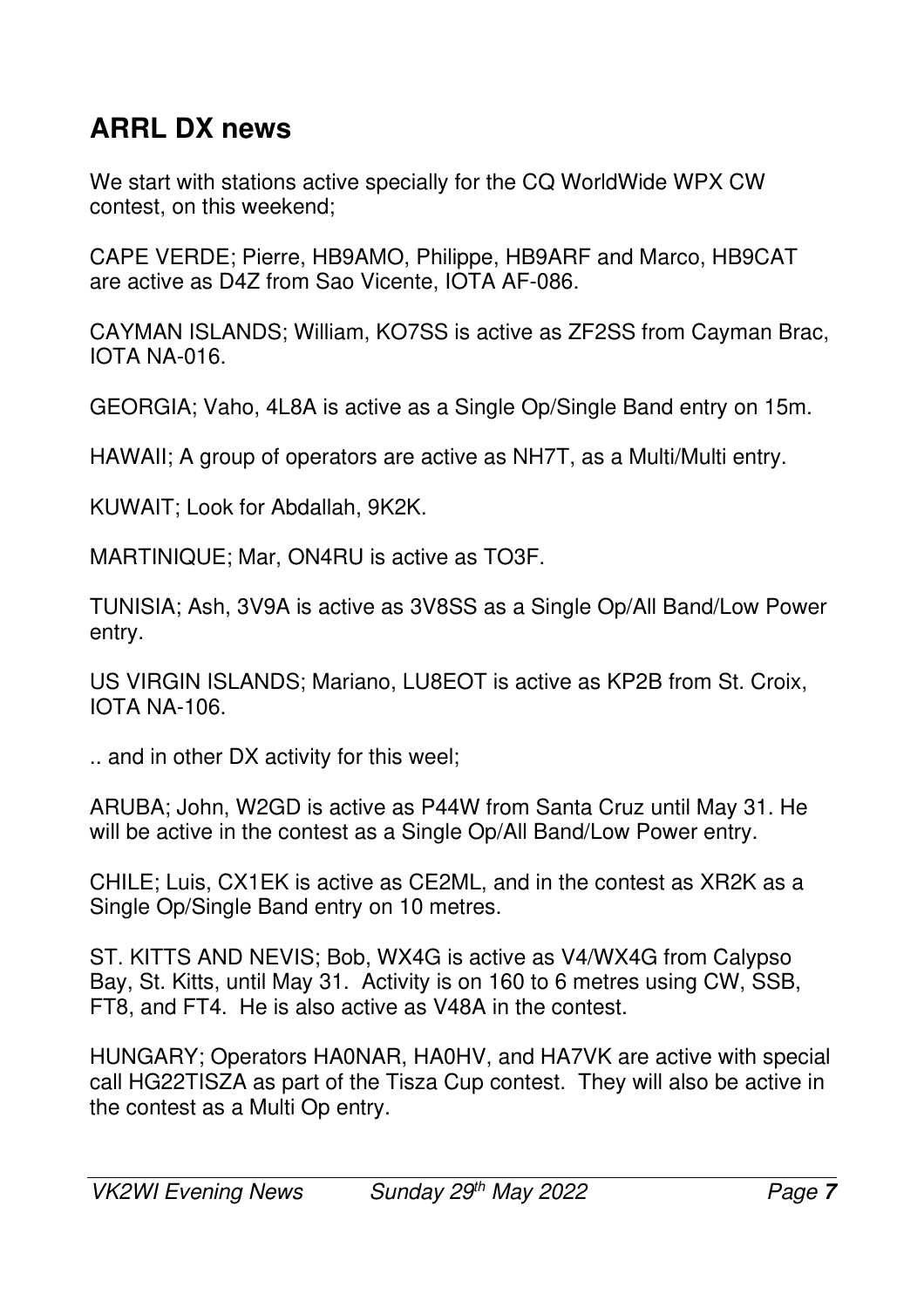## ARRL DX news

We start with stations active specially for the CQ WorldWide WPX CW contest, on this weekend;

CAPE VERDE; Pierre, HB9AMO, Philippe, HB9ARF and Marco, HB9CAT are active as D4Z from Sao Vicente, IOTA AF-086.

CAYMAN ISLANDS; William, KO7SS is active as ZF2SS from Cayman Brac, IOTA NA-016.

GEORGIA; Vaho, 4L8A is active as a Single Op/Single Band entry on 15m.

HAWAII; A group of operators are active as NH7T, as a Multi/Multi entry.

KUWAIT; Look for Abdallah, 9K2K.

MARTINIQUE; Mar, ON4RU is active as TO3F.

TUNISIA; Ash, 3V9A is active as 3V8SS as a Single Op/All Band/Low Power entry.

US VIRGIN ISLANDS; Mariano, LU8EOT is active as KP2B from St. Croix, IOTA NA-106.

.. and in other DX activity for this weel;

ARUBA; John, W2GD is active as P44W from Santa Cruz until May 31. He will be active in the contest as a Single Op/All Band/Low Power entry.

CHILE; Luis, CX1EK is active as CE2ML, and in the contest as XR2K as a Single Op/Single Band entry on 10 metres.

ST. KITTS AND NEVIS; Bob, WX4G is active as V4/WX4G from Calypso Bay, St. Kitts, until May 31. Activity is on 160 to 6 metres using CW, SSB, FT8, and FT4. He is also active as V48A in the contest.

HUNGARY; Operators HA0NAR, HA0HV, and HA7VK are active with special call HG22TISZA as part of the Tisza Cup contest. They will also be active in the contest as a Multi Op entry.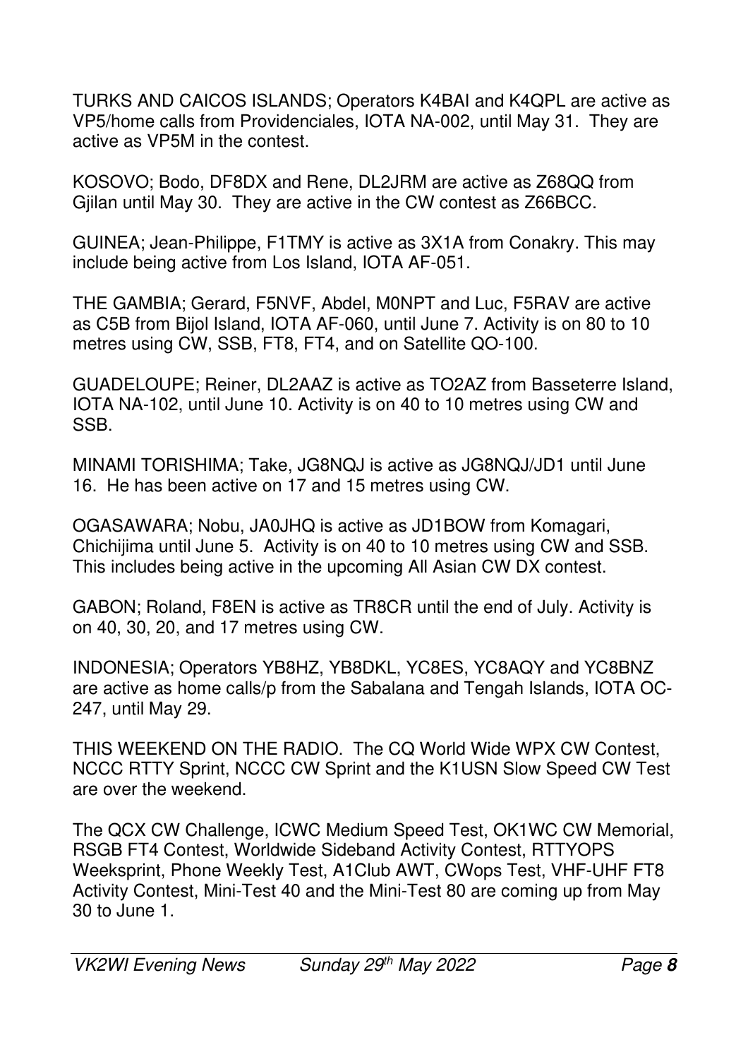TURKS AND CAICOS ISLANDS; Operators K4BAI and K4QPL are active as VP5/home calls from Providenciales, IOTA NA-002, until May 31.  They are active as VP5M in the contest.

KOSOVO; Bodo, DF8DX and Rene, DL2JRM are active as Z68QQ from Gjilan until May 30.  They are active in the CW contest as Z66BCC.

GUINEA; Jean-Philippe, F1TMY is active as 3X1A from Conakry. This may include being active from Los Island, IOTA AF-051.

THE GAMBIA; Gerard, F5NVF, Abdel, M0NPT and Luc, F5RAV are active as C5B from Bijol Island, IOTA AF-060, until June 7. Activity is on 80 to 10 metres using CW, SSB, FT8, FT4, and on Satellite QO-100.

GUADELOUPE; Reiner, DL2AAZ is active as TO2AZ from Basseterre Island, IOTA NA-102, until June 10. Activity is on 40 to 10 metres using CW and SSB.

MINAMI TORISHIMA; Take, JG8NQJ is active as JG8NQJ/JD1 until June 16.  He has been active on 17 and 15 metres using CW.

OGASAWARA; Nobu, JA0JHQ is active as JD1BOW from Komagari, Chichijima until June 5.  Activity is on 40 to 10 metres using CW and SSB. This includes being active in the upcoming All Asian CW DX contest.

GABON; Roland, F8EN is active as TR8CR until the end of July. Activity is on 40, 30, 20, and 17 metres using CW.

INDONESIA; Operators YB8HZ, YB8DKL, YC8ES, YC8AQY and YC8BNZ are active as home calls/p from the Sabalana and Tengah Islands, IOTA OC-247, until May 29.

THIS WEEKEND ON THE RADIO.  The CQ World Wide WPX CW Contest, NCCC RTTY Sprint, NCCC CW Sprint and the K1USN Slow Speed CW Test are over the weekend.

The QCX CW Challenge, ICWC Medium Speed Test, OK1WC CW Memorial, RSGB FT4 Contest, Worldwide Sideband Activity Contest, RTTYOPS Weeksprint, Phone Weekly Test, A1Club AWT, CWops Test, VHF-UHF FT8 Activity Contest, Mini-Test 40 and the Mini-Test 80 are coming up from May 30 to June 1.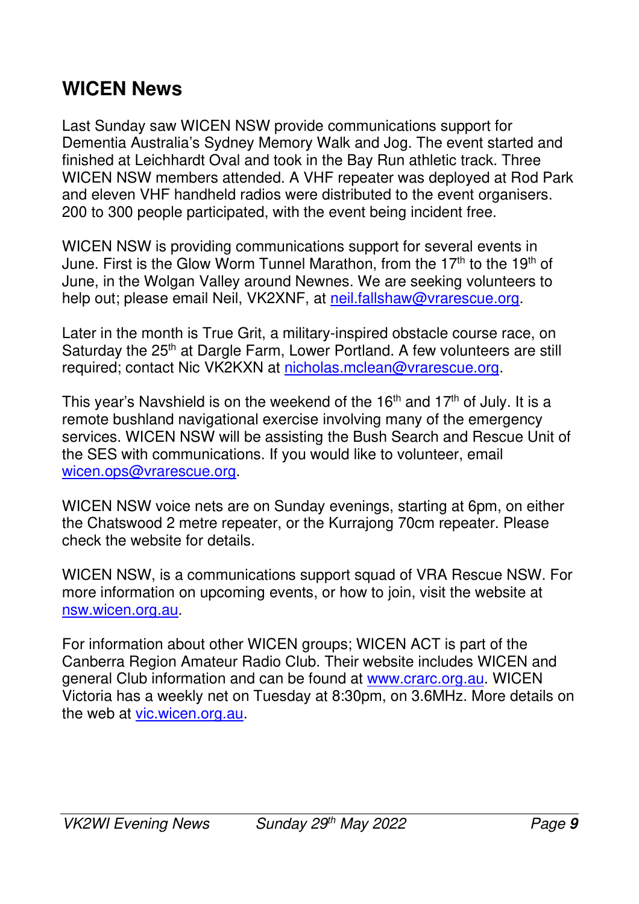## WICEN News

Last Sunday saw WICEN NSW provide communications support for Dementia Australia's Sydney Memory Walk and Jog. The event started and finished at Leichhardt Oval and took in the Bay Run athletic track. Three WICEN NSW members attended. A VHF repeater was deployed at Rod Park and eleven VHF handheld radios were distributed to the event organisers. 200 to 300 people participated, with the event being incident free.

WICEN NSW is providing communications support for several events in June. First is the Glow Worm Tunnel Marathon, from the 17th to the 19th of June, in the Wolgan Valley around Newnes. We are seeking volunteers to help out; please email Neil, VK2XNF, at neil.fallshaw@vrarescue.org.

Later in the month is True Grit, a military-inspired obstacle course race, on Saturday the 25th at Dargle Farm, Lower Portland. A few volunteers are still required; contact Nic VK2KXN at nicholas.mclean@vrarescue.org.

This year's Navshield is on the weekend of the 16th and 17th of July. It is a remote bushland navigational exercise involving many of the emergency services. WICEN NSW will be assisting the Bush Search and Rescue Unit of the SES with communications. If you would like to volunteer, email wicen.ops@vrarescue.org.

WICEN NSW voice nets are on Sunday evenings, starting at 6pm, on either the Chatswood 2 metre repeater, or the Kurrajong 70cm repeater. Please check the website for details.

WICEN NSW, is a communications support squad of VRA Rescue NSW. For more information on upcoming events, or how to join, visit the website at nsw.wicen.org.au.

For information about other WICEN groups; WICEN ACT is part of the Canberra Region Amateur Radio Club. Their website includes WICEN and general Club information and can be found at www.crarc.org.au. WICEN Victoria has a weekly net on Tuesday at 8:30pm, on 3.6MHz. More details on the web at vic.wicen.org.au.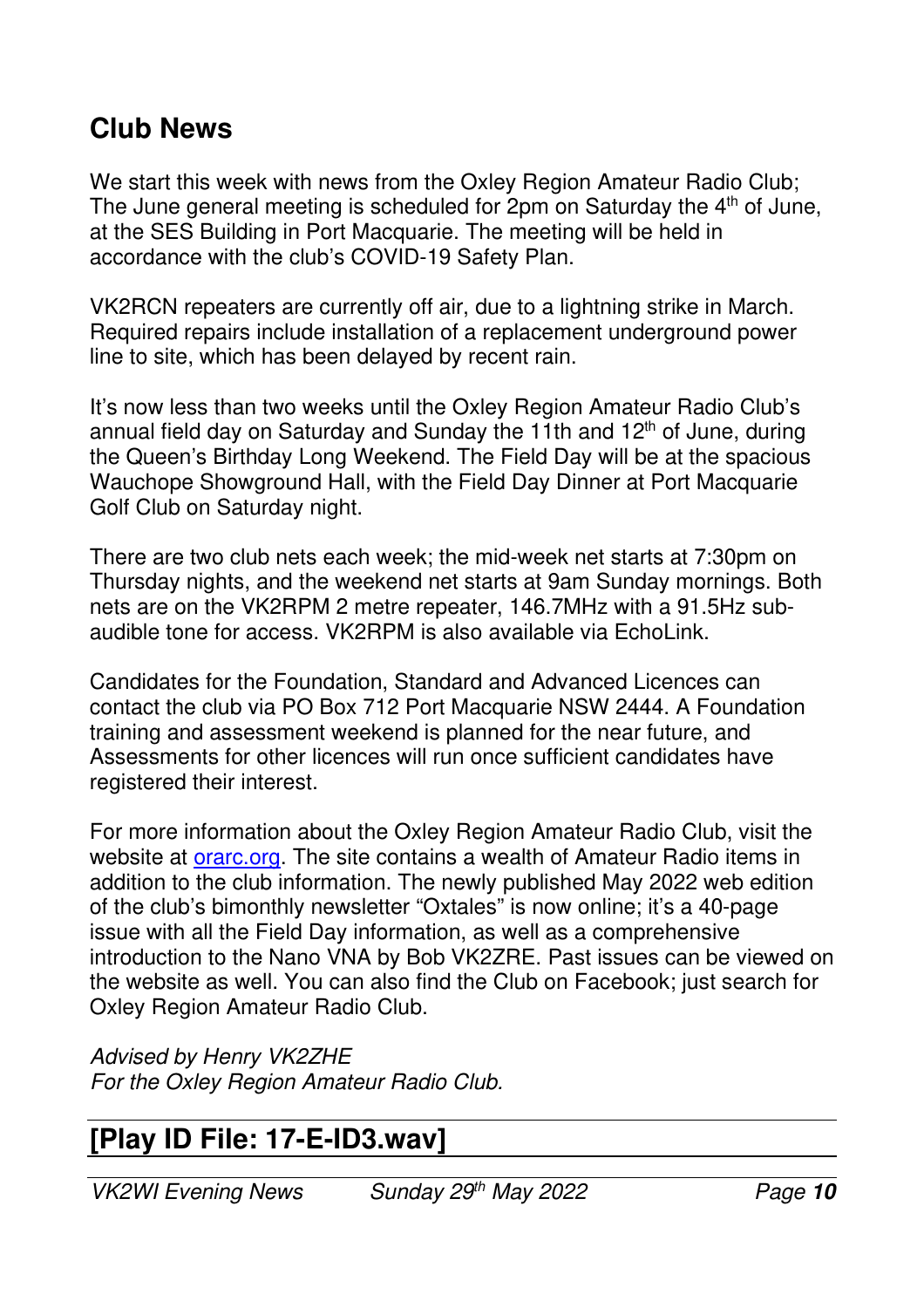## Club News

We start this week with news from the Oxley Region Amateur Radio Club; The June general meeting is scheduled for 2pm on Saturday the 4th of June, at the SES Building in Port Macquarie. The meeting will be held in accordance with the club's COVID-19 Safety Plan.

VK2RCN repeaters are currently off air, due to a lightning strike in March. Required repairs include installation of a replacement underground power line to site, which has been delayed by recent rain.

It's now less than two weeks until the Oxley Region Amateur Radio Club's annual field day on Saturday and Sunday the 11th and 12th of June, during the Queen's Birthday Long Weekend. The Field Day will be at the spacious Wauchope Showground Hall, with the Field Day Dinner at Port Macquarie Golf Club on Saturday night.

There are two club nets each week; the mid-week net starts at 7:30pm on Thursday nights, and the weekend net starts at 9am Sunday mornings. Both nets are on the VK2RPM 2 metre repeater, 146.7MHz with a 91.5Hz sub-audible tone for access. VK2RPM is also available via EchoLink.

Candidates for the Foundation, Standard and Advanced Licences can contact the club via PO Box 712 Port Macquarie NSW 2444. A Foundation training and assessment weekend is planned for the near future, and Assessments for other licences will run once sufficient candidates have registered their interest.

For more information about the Oxley Region Amateur Radio Club, visit the website at orarc.org. The site contains a wealth of Amateur Radio items in addition to the club information. The newly published May 2022 web edition of the club's bimonthly newsletter "Oxtales" is now online; it's a 40-page issue with all the Field Day information, as well as a comprehensive introduction to the Nano VNA by Bob VK2ZRE. Past issues can be viewed on the website as well. You can also find the Club on Facebook; just search for Oxley Region Amateur Radio Club.

*Advised by Henry VK2ZHE*
*For the Oxley Region Amateur Radio Club.*

## [Play ID File: 17-E-ID3.wav]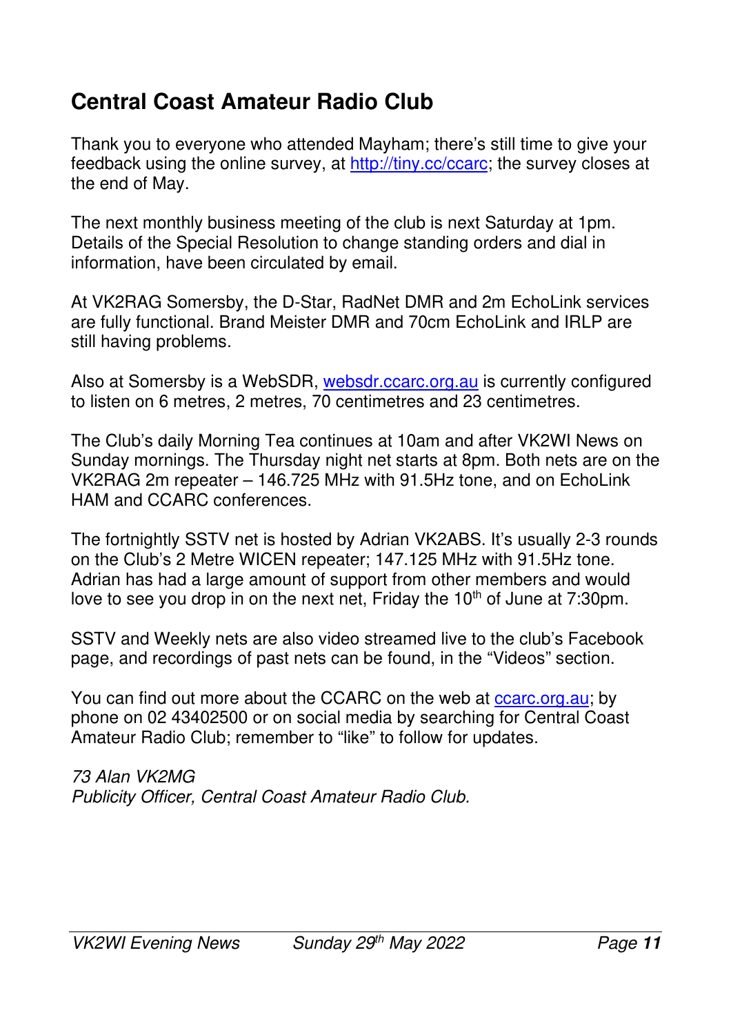## Central Coast Amateur Radio Club

Thank you to everyone who attended Mayham; there's still time to give your feedback using the online survey, at http://tiny.cc/ccarc; the survey closes at the end of May.

The next monthly business meeting of the club is next Saturday at 1pm. Details of the Special Resolution to change standing orders and dial in information, have been circulated by email.

At VK2RAG Somersby, the D-Star, RadNet DMR and 2m EchoLink services are fully functional. Brand Meister DMR and 70cm EchoLink and IRLP are still having problems.

Also at Somersby is a WebSDR, websdr.ccarc.org.au is currently configured to listen on 6 metres, 2 metres, 70 centimetres and 23 centimetres.

The Club's daily Morning Tea continues at 10am and after VK2WI News on Sunday mornings. The Thursday night net starts at 8pm. Both nets are on the VK2RAG 2m repeater – 146.725 MHz with 91.5Hz tone, and on EchoLink HAM and CCARC conferences.

The fortnightly SSTV net is hosted by Adrian VK2ABS. It's usually 2-3 rounds on the Club's 2 Metre WICEN repeater; 147.125 MHz with 91.5Hz tone. Adrian has had a large amount of support from other members and would love to see you drop in on the next net, Friday the 10th of June at 7:30pm.

SSTV and Weekly nets are also video streamed live to the club's Facebook page, and recordings of past nets can be found, in the "Videos" section.

You can find out more about the CCARC on the web at ccarc.org.au; by phone on 02 43402500 or on social media by searching for Central Coast Amateur Radio Club; remember to "like" to follow for updates.

*73 Alan VK2MG*
*Publicity Officer, Central Coast Amateur Radio Club.*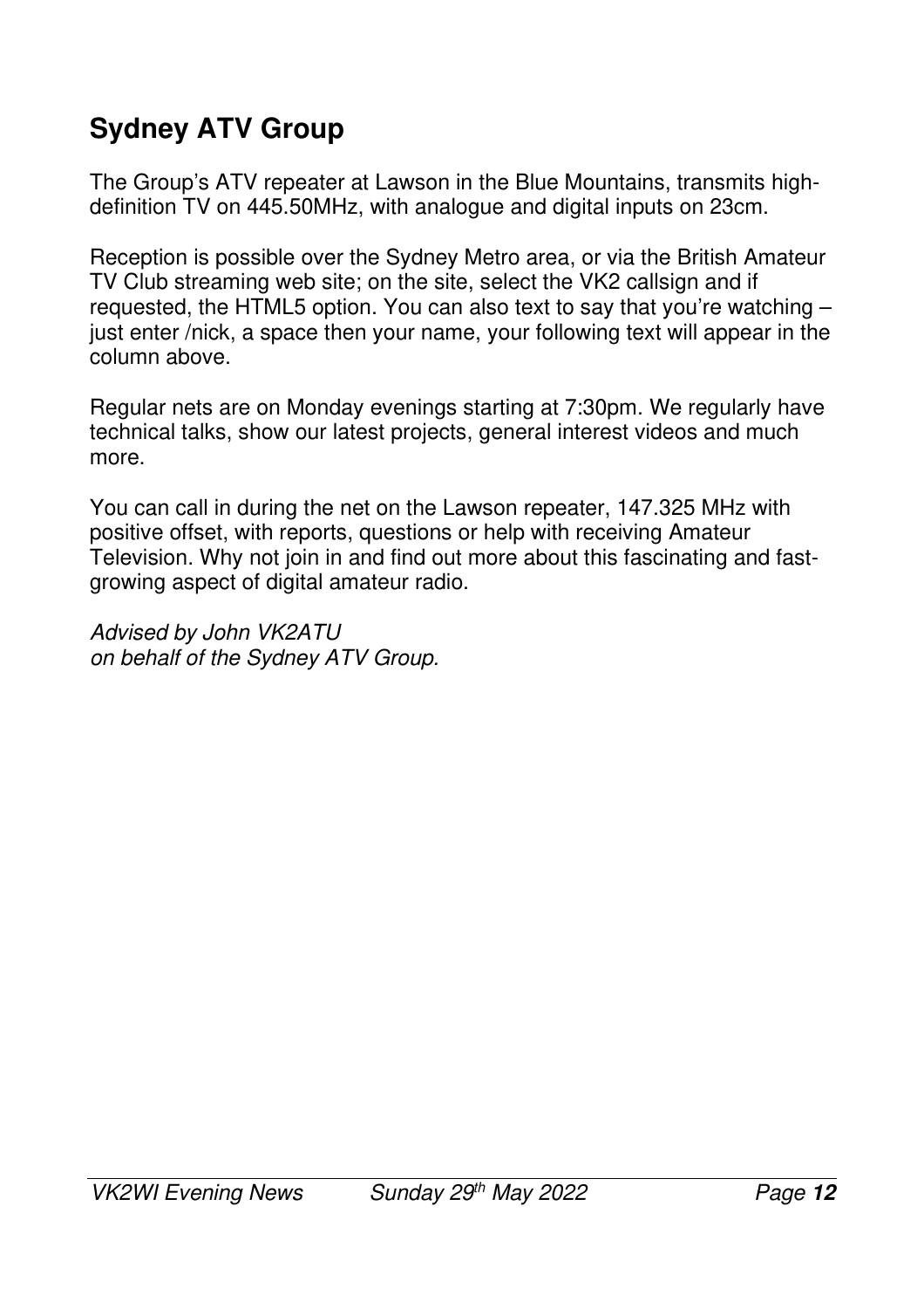## Sydney ATV Group

The Group's ATV repeater at Lawson in the Blue Mountains, transmits high-definition TV on 445.50MHz, with analogue and digital inputs on 23cm.

Reception is possible over the Sydney Metro area, or via the British Amateur TV Club streaming web site; on the site, select the VK2 callsign and if requested, the HTML5 option. You can also text to say that you're watching – just enter /nick, a space then your name, your following text will appear in the column above.

Regular nets are on Monday evenings starting at 7:30pm. We regularly have technical talks, show our latest projects, general interest videos and much more.

You can call in during the net on the Lawson repeater, 147.325 MHz with positive offset, with reports, questions or help with receiving Amateur Television. Why not join in and find out more about this fascinating and fast-growing aspect of digital amateur radio.

*Advised by John VK2ATU*
*on behalf of the Sydney ATV Group.*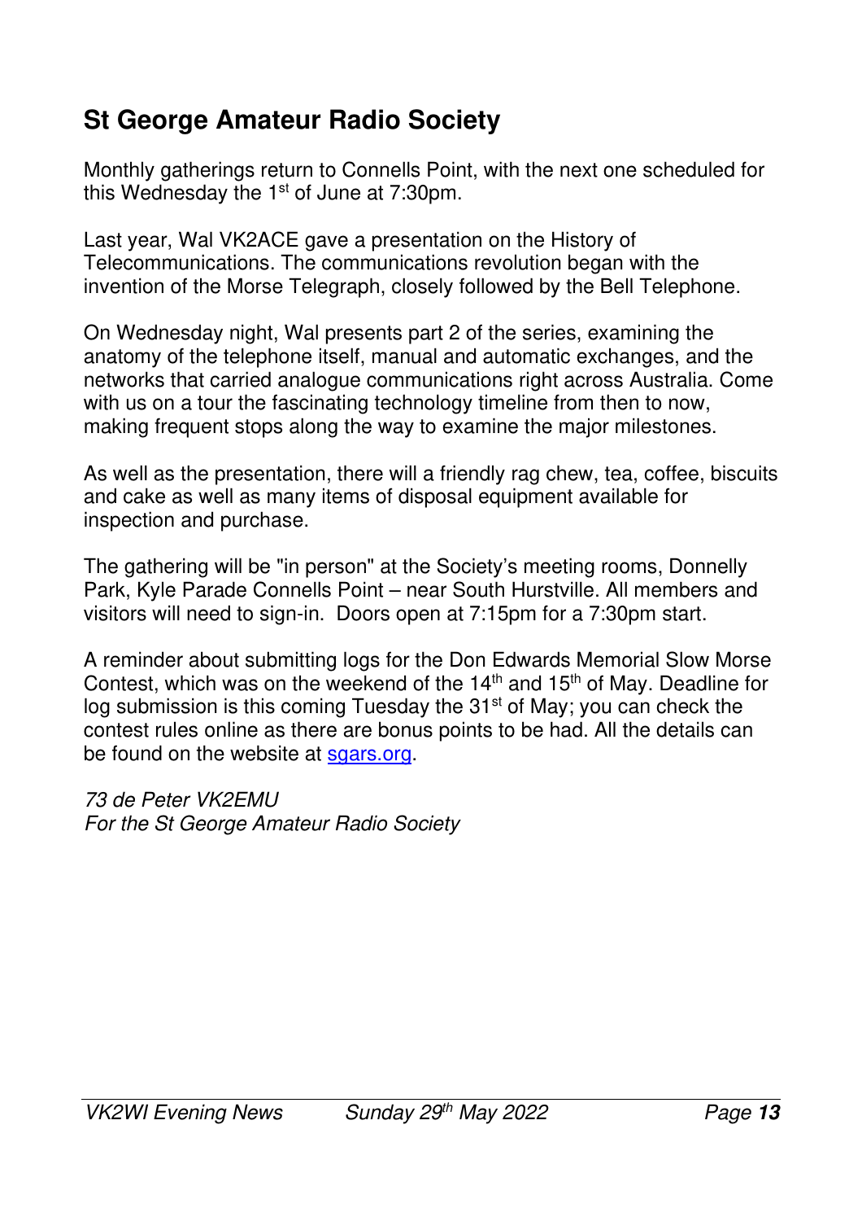## St George Amateur Radio Society

Monthly gatherings return to Connells Point, with the next one scheduled for this Wednesday the 1st of June at 7:30pm.

Last year, Wal VK2ACE gave a presentation on the History of Telecommunications. The communications revolution began with the invention of the Morse Telegraph, closely followed by the Bell Telephone.

On Wednesday night, Wal presents part 2 of the series, examining the anatomy of the telephone itself, manual and automatic exchanges, and the networks that carried analogue communications right across Australia. Come with us on a tour the fascinating technology timeline from then to now, making frequent stops along the way to examine the major milestones.

As well as the presentation, there will a friendly rag chew, tea, coffee, biscuits and cake as well as many items of disposal equipment available for inspection and purchase.

The gathering will be "in person" at the Society's meeting rooms, Donnelly Park, Kyle Parade Connells Point – near South Hurstville. All members and visitors will need to sign-in. Doors open at 7:15pm for a 7:30pm start.

A reminder about submitting logs for the Don Edwards Memorial Slow Morse Contest, which was on the weekend of the 14th and 15th of May. Deadline for log submission is this coming Tuesday the 31st of May; you can check the contest rules online as there are bonus points to be had. All the details can be found on the website at sgars.org.

*73 de Peter VK2EMU*
*For the St George Amateur Radio Society*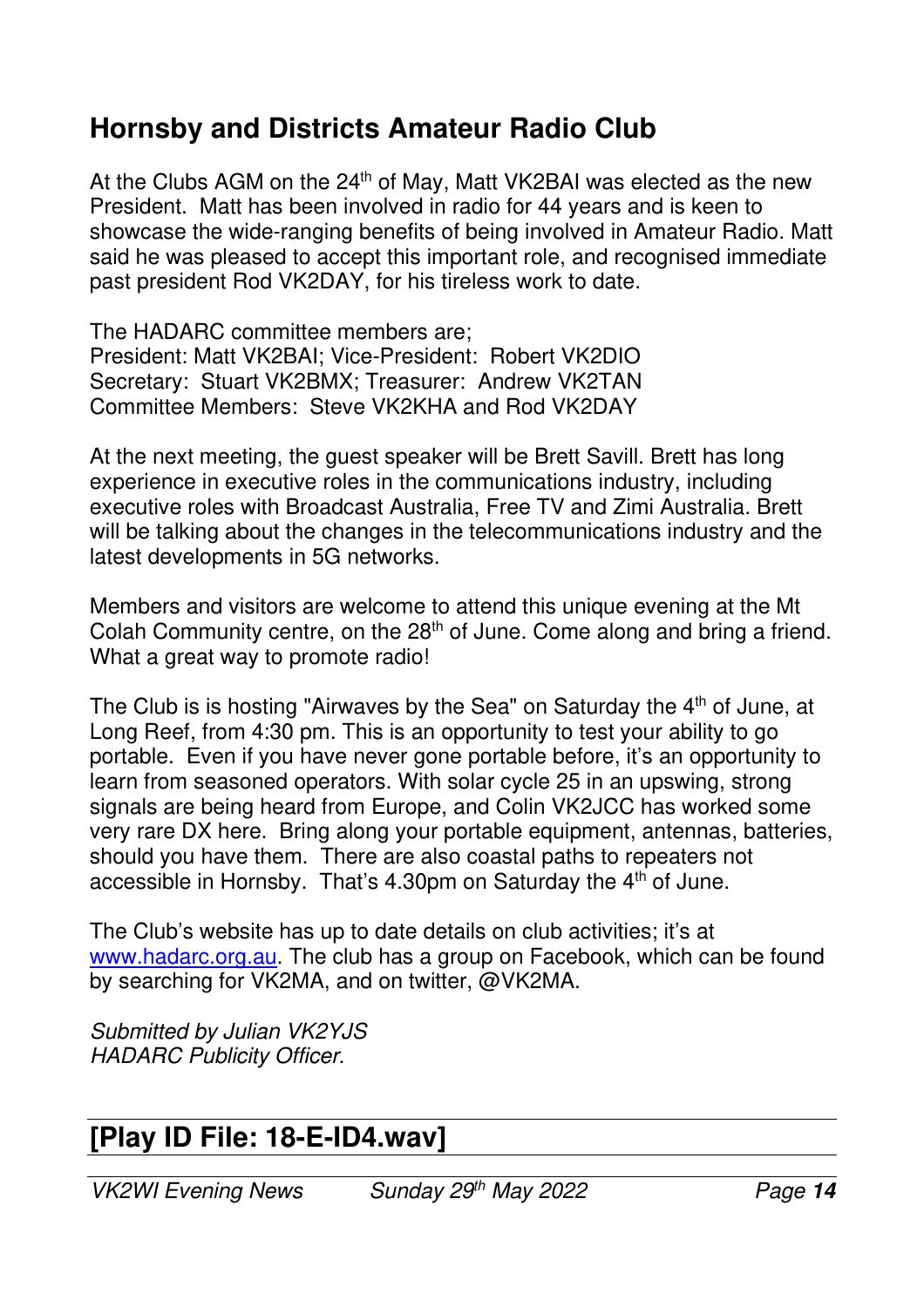## Hornsby and Districts Amateur Radio Club

At the Clubs AGM on the 24th of May, Matt VK2BAI was elected as the new President. Matt has been involved in radio for 44 years and is keen to showcase the wide-ranging benefits of being involved in Amateur Radio. Matt said he was pleased to accept this important role, and recognised immediate past president Rod VK2DAY, for his tireless work to date.

The HADARC committee members are;
President: Matt VK2BAI; Vice-President: Robert VK2DIO
Secretary: Stuart VK2BMX; Treasurer: Andrew VK2TAN
Committee Members: Steve VK2KHA and Rod VK2DAY

At the next meeting, the guest speaker will be Brett Savill. Brett has long experience in executive roles in the communications industry, including executive roles with Broadcast Australia, Free TV and Zimi Australia. Brett will be talking about the changes in the telecommunications industry and the latest developments in 5G networks.

Members and visitors are welcome to attend this unique evening at the Mt Colah Community centre, on the 28th of June. Come along and bring a friend. What a great way to promote radio!

The Club is is hosting "Airwaves by the Sea" on Saturday the 4th of June, at Long Reef, from 4:30 pm. This is an opportunity to test your ability to go portable. Even if you have never gone portable before, it's an opportunity to learn from seasoned operators. With solar cycle 25 in an upswing, strong signals are being heard from Europe, and Colin VK2JCC has worked some very rare DX here. Bring along your portable equipment, antennas, batteries, should you have them. There are also coastal paths to repeaters not accessible in Hornsby. That's 4.30pm on Saturday the 4th of June.

The Club's website has up to date details on club activities; it's at www.hadarc.org.au. The club has a group on Facebook, which can be found by searching for VK2MA, and on twitter, @VK2MA.

*Submitted by Julian VK2YJS*
*HADARC Publicity Officer.*

## [Play ID File: 18-E-ID4.wav]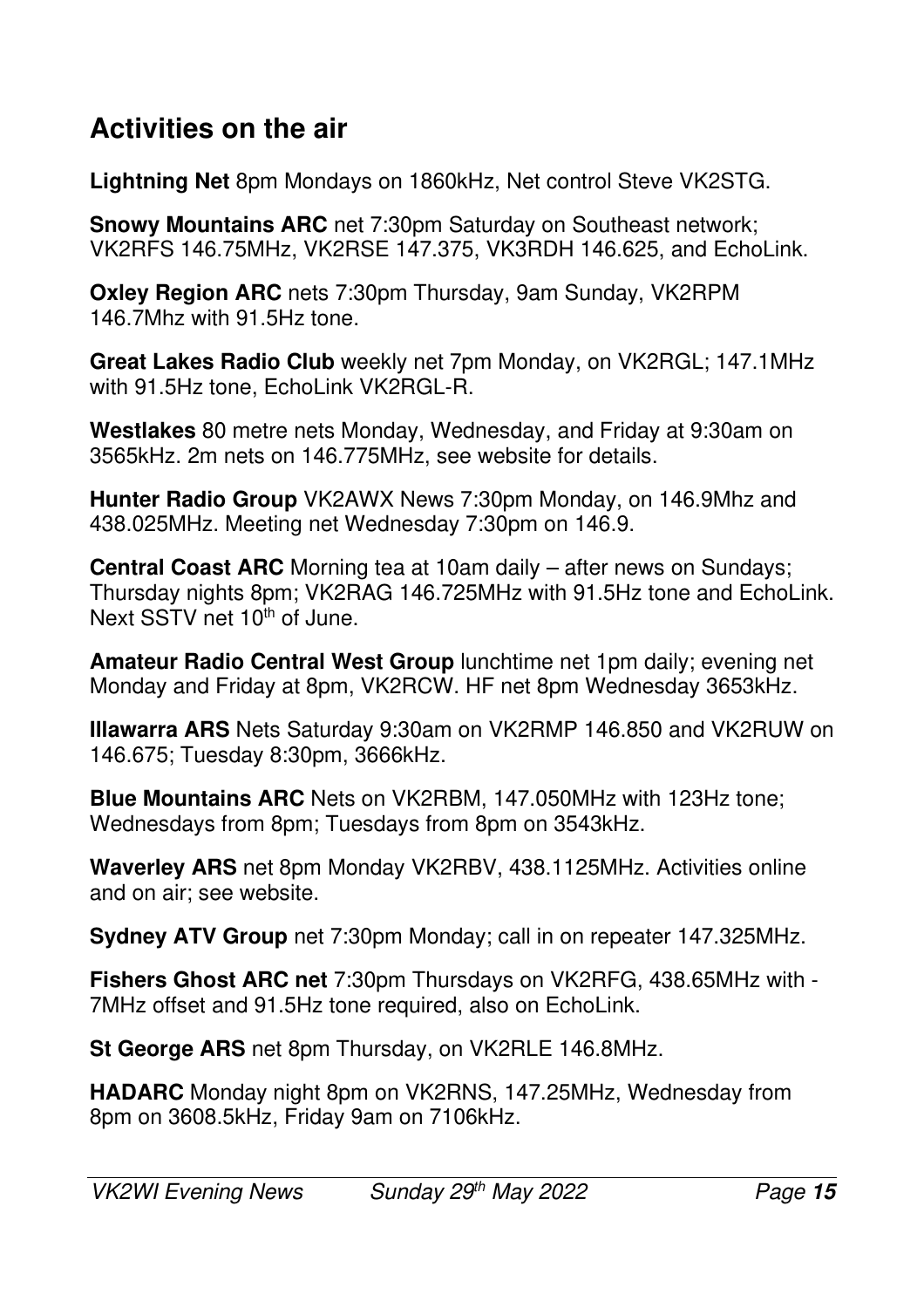## Activities on the air

**Lightning Net** 8pm Mondays on 1860kHz, Net control Steve VK2STG.

**Snowy Mountains ARC** net 7:30pm Saturday on Southeast network; VK2RFS 146.75MHz, VK2RSE 147.375, VK3RDH 146.625, and EchoLink.

**Oxley Region ARC** nets 7:30pm Thursday, 9am Sunday, VK2RPM 146.7Mhz with 91.5Hz tone.

**Great Lakes Radio Club** weekly net 7pm Monday, on VK2RGL; 147.1MHz with 91.5Hz tone, EchoLink VK2RGL-R.

**Westlakes** 80 metre nets Monday, Wednesday, and Friday at 9:30am on 3565kHz. 2m nets on 146.775MHz, see website for details.

**Hunter Radio Group** VK2AWX News 7:30pm Monday, on 146.9Mhz and 438.025MHz. Meeting net Wednesday 7:30pm on 146.9.

**Central Coast ARC** Morning tea at 10am daily – after news on Sundays; Thursday nights 8pm; VK2RAG 146.725MHz with 91.5Hz tone and EchoLink. Next SSTV net 10th of June.

**Amateur Radio Central West Group** lunchtime net 1pm daily; evening net Monday and Friday at 8pm, VK2RCW. HF net 8pm Wednesday 3653kHz.

**Illawarra ARS** Nets Saturday 9:30am on VK2RMP 146.850 and VK2RUW on 146.675; Tuesday 8:30pm, 3666kHz.

**Blue Mountains ARC** Nets on VK2RBM, 147.050MHz with 123Hz tone; Wednesdays from 8pm; Tuesdays from 8pm on 3543kHz.

**Waverley ARS** net 8pm Monday VK2RBV, 438.1125MHz. Activities online and on air; see website.

**Sydney ATV Group** net 7:30pm Monday; call in on repeater 147.325MHz.

**Fishers Ghost ARC net** 7:30pm Thursdays on VK2RFG, 438.65MHz with -7MHz offset and 91.5Hz tone required, also on EchoLink.

**St George ARS** net 8pm Thursday, on VK2RLE 146.8MHz.

**HADARC** Monday night 8pm on VK2RNS, 147.25MHz, Wednesday from 8pm on 3608.5kHz, Friday 9am on 7106kHz.